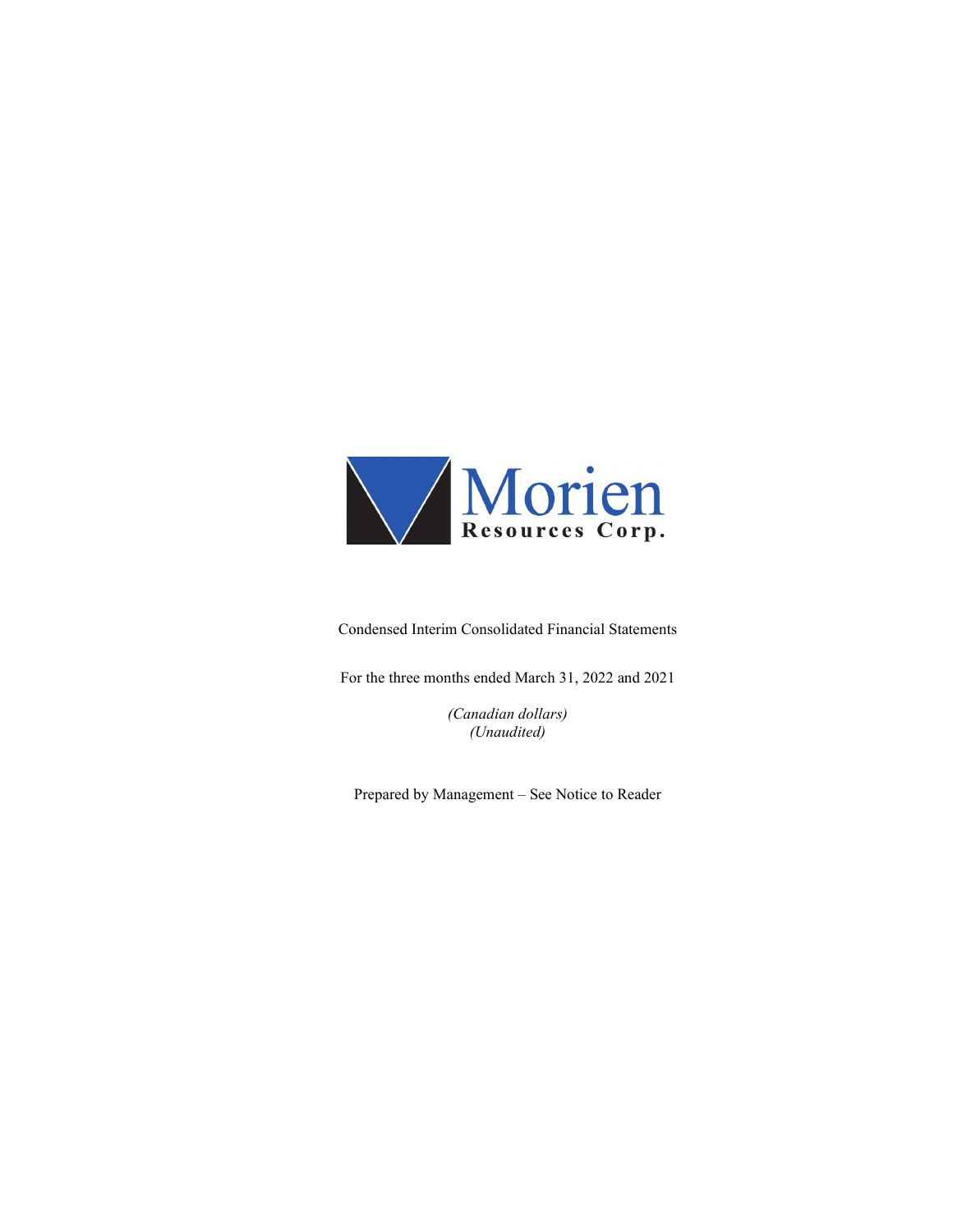# Morien Resources Corp.

Condensed Interim Consolidated Financial Statements

For the three months ended March 31, 2022 and 2021

*(Canadian dollars)*
*(Unaudited)*

Prepared by Management – See Notice to Reader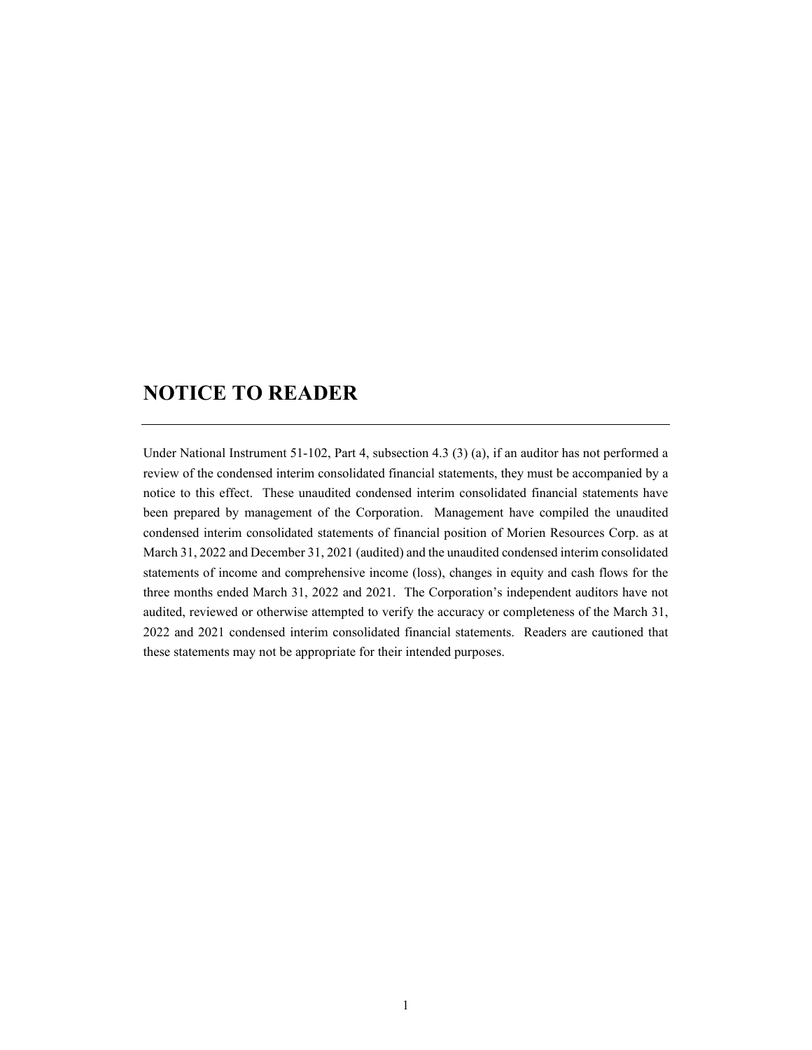# NOTICE TO READER

---

Under National Instrument 51-102, Part 4, subsection 4.3 (3) (a), if an auditor has not performed a review of the condensed interim consolidated financial statements, they must be accompanied by a notice to this effect. These unaudited condensed interim consolidated financial statements have been prepared by management of the Corporation. Management have compiled the unaudited condensed interim consolidated statements of financial position of Morien Resources Corp. as at March 31, 2022 and December 31, 2021 (audited) and the unaudited condensed interim consolidated statements of income and comprehensive income (loss), changes in equity and cash flows for the three months ended March 31, 2022 and 2021. The Corporation's independent auditors have not audited, reviewed or otherwise attempted to verify the accuracy or completeness of the March 31, 2022 and 2021 condensed interim consolidated financial statements. Readers are cautioned that these statements may not be appropriate for their intended purposes.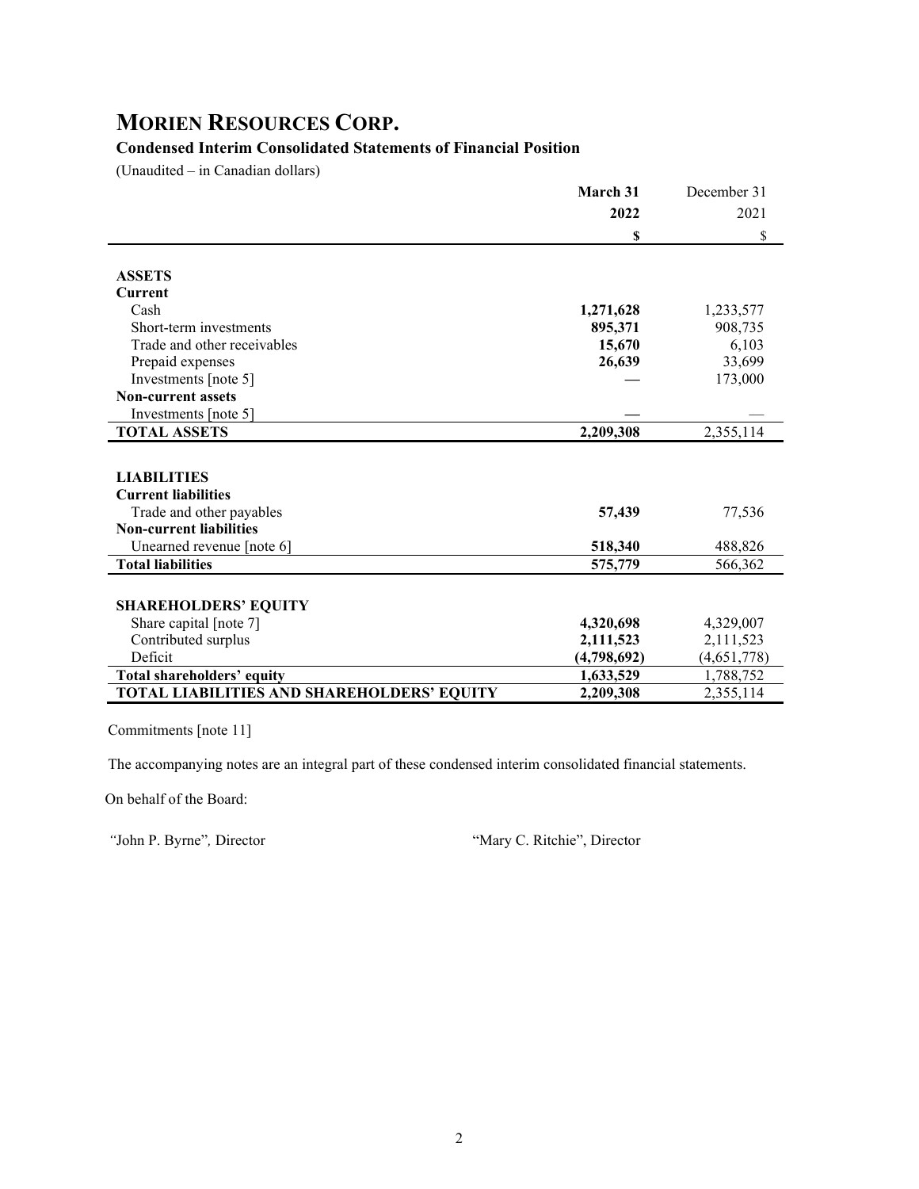# MORIEN RESOURCES CORP.

**Condensed Interim Consolidated Statements of Financial Position**

(Unaudited – in Canadian dollars)

| | **March 31 2022** | December 31 2021 |
|---|---|---|
| | **$** | $ |
| **ASSETS** | | |
| **Current** | | |
| Cash | **1,271,628** | 1,233,577 |
| Short-term investments | **895,371** | 908,735 |
| Trade and other receivables | **15,670** | 6,103 |
| Prepaid expenses | **26,639** | 33,699 |
| Investments [note 5] | **—** | 173,000 |
| **Non-current assets** | | |
| Investments [note 5] | **—** | — |
| **TOTAL ASSETS** | **2,209,308** | 2,355,114 |
| **LIABILITIES** | | |
| **Current liabilities** | | |
| Trade and other payables | **57,439** | 77,536 |
| **Non-current liabilities** | | |
| Unearned revenue [note 6] | **518,340** | 488,826 |
| **Total liabilities** | **575,779** | 566,362 |
| **SHAREHOLDERS' EQUITY** | | |
| Share capital [note 7] | **4,320,698** | 4,329,007 |
| Contributed surplus | **2,111,523** | 2,111,523 |
| Deficit | **(4,798,692)** | (4,651,778) |
| **Total shareholders' equity** | **1,633,529** | 1,788,752 |
| **TOTAL LIABILITIES AND SHAREHOLDERS' EQUITY** | **2,209,308** | 2,355,114 |

Commitments [note 11]

The accompanying notes are an integral part of these condensed interim consolidated financial statements.

On behalf of the Board:

"John P. Byrne", Director "Mary C. Ritchie", Director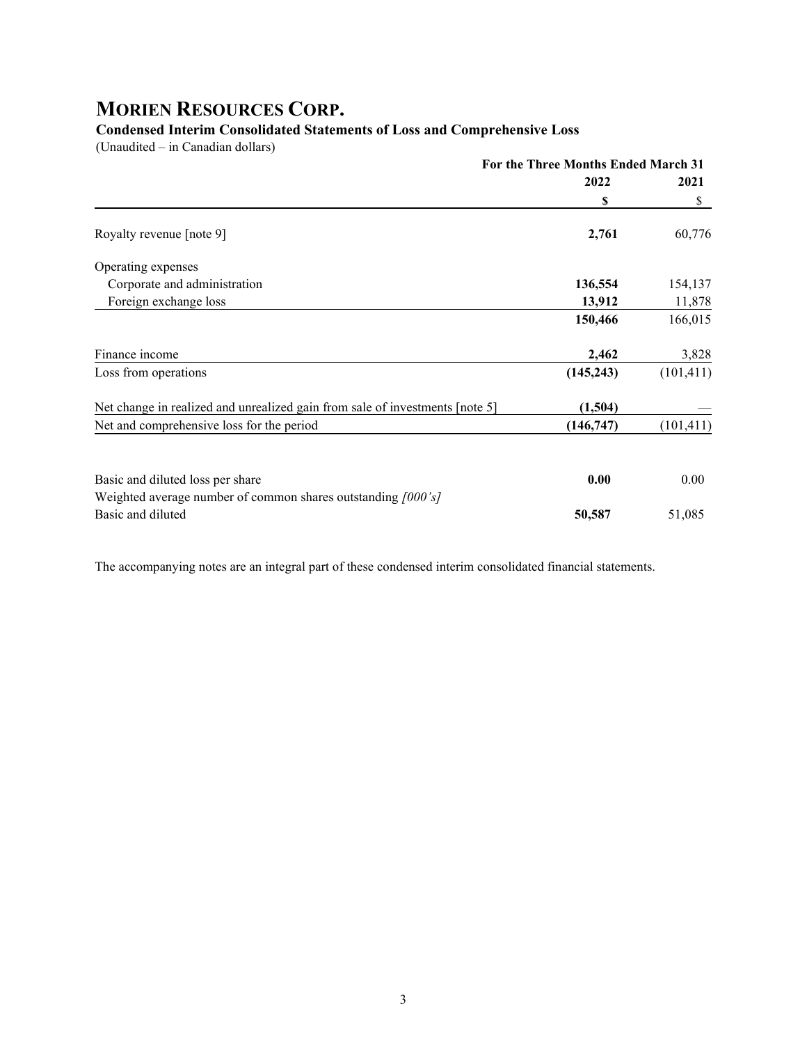# MORIEN RESOURCES CORP.

**Condensed Interim Consolidated Statements of Loss and Comprehensive Loss**

(Unaudited – in Canadian dollars)

| | For the Three Months Ended March 31 | |
|---|---|---|
| | **2022** | **2021** |
| | **$** | $ |
| Royalty revenue [note 9] | **2,761** | 60,776 |
| Operating expenses | | |
| Corporate and administration | **136,554** | 154,137 |
| Foreign exchange loss | **13,912** | 11,878 |
| | **150,466** | 166,015 |
| Finance income | **2,462** | 3,828 |
| Loss from operations | **(145,243)** | (101,411) |
| Net change in realized and unrealized gain from sale of investments [note 5] | **(1,504)** | — |
| Net and comprehensive loss for the period | **(146,747)** | (101,411) |
| | | |
| Basic and diluted loss per share | **0.00** | 0.00 |
| Weighted average number of common shares outstanding *[000's]* | | |
| Basic and diluted | **50,587** | 51,085 |

The accompanying notes are an integral part of these condensed interim consolidated financial statements.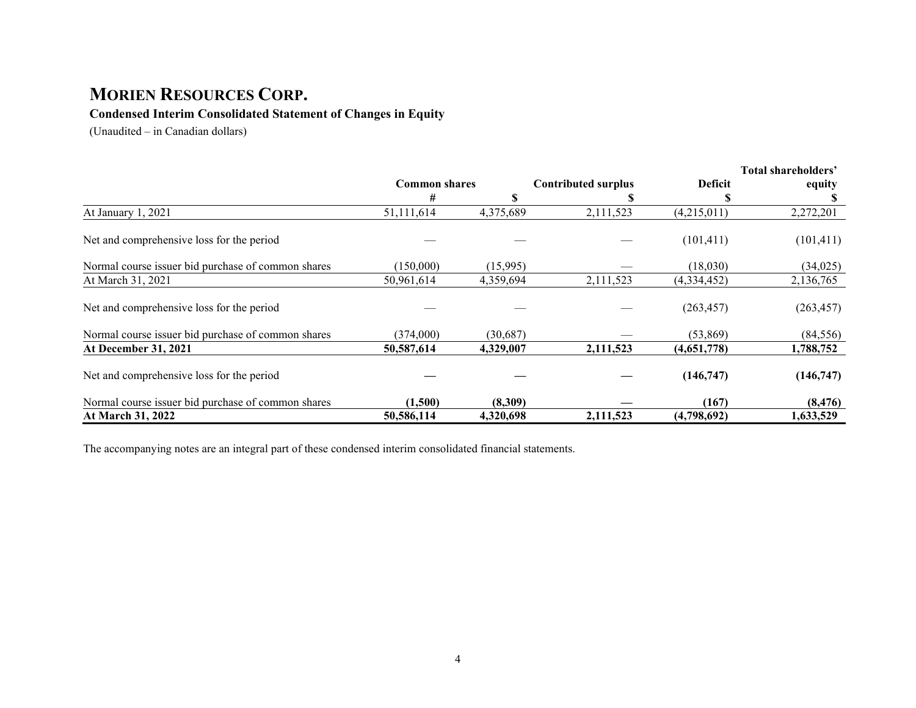# MORIEN RESOURCES CORP.

**Condensed Interim Consolidated Statement of Changes in Equity**

(Unaudited – in Canadian dollars)

| | Common shares | | Contributed surplus | Deficit | Total shareholders' equity |
|---|---|---|---|---|---|
| | # | $ | $ | $ | $ |
| At January 1, 2021 | 51,111,614 | 4,375,689 | 2,111,523 | (4,215,011) | 2,272,201 |
| Net and comprehensive loss for the period | — | — | — | (101,411) | (101,411) |
| Normal course issuer bid purchase of common shares | (150,000) | (15,995) | — | (18,030) | (34,025) |
| At March 31, 2021 | 50,961,614 | 4,359,694 | 2,111,523 | (4,334,452) | 2,136,765 |
| Net and comprehensive loss for the period | — | — | — | (263,457) | (263,457) |
| Normal course issuer bid purchase of common shares | (374,000) | (30,687) | — | (53,869) | (84,556) |
| **At December 31, 2021** | **50,587,614** | **4,329,007** | **2,111,523** | **(4,651,778)** | **1,788,752** |
| Net and comprehensive loss for the period | **—** | **—** | **—** | **(146,747)** | **(146,747)** |
| Normal course issuer bid purchase of common shares | **(1,500)** | **(8,309)** | **—** | **(167)** | **(8,476)** |
| **At March 31, 2022** | **50,586,114** | **4,320,698** | **2,111,523** | **(4,798,692)** | **1,633,529** |

The accompanying notes are an integral part of these condensed interim consolidated financial statements.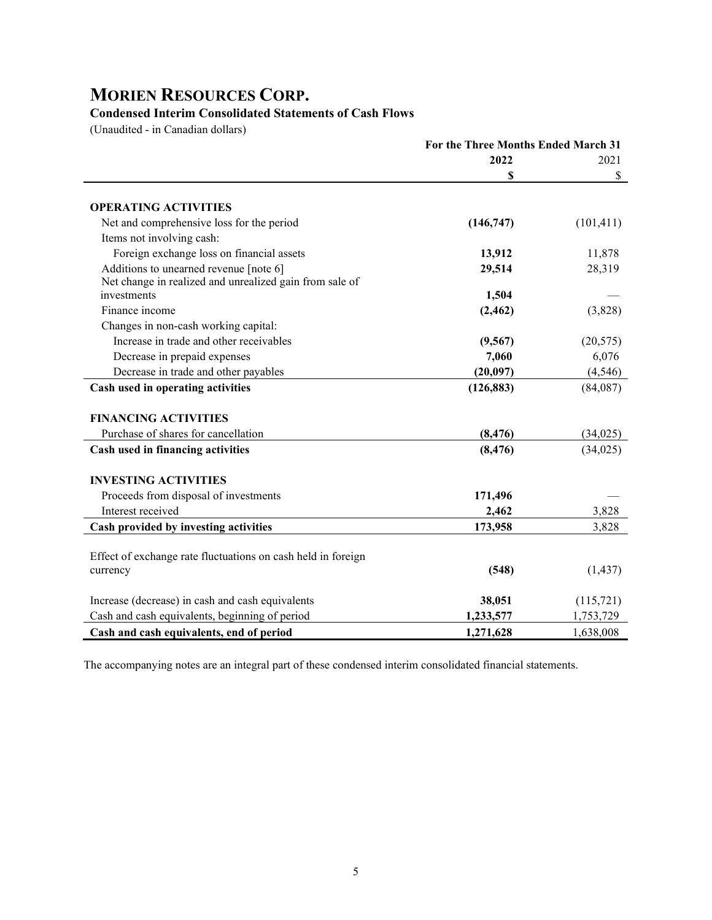# MORIEN RESOURCES CORP.

**Condensed Interim Consolidated Statements of Cash Flows**

(Unaudited - in Canadian dollars)

| | For the Three Months Ended March 31 | |
|---|---|---|
| | **2022** | 2021 |
| | **$** | $ |
| **OPERATING ACTIVITIES** | | |
| Net and comprehensive loss for the period | **(146,747)** | (101,411) |
| Items not involving cash: | | |
| Foreign exchange loss on financial assets | **13,912** | 11,878 |
| Additions to unearned revenue [note 6] | **29,514** | 28,319 |
| Net change in realized and unrealized gain from sale of investments | **1,504** | — |
| Finance income | **(2,462)** | (3,828) |
| Changes in non-cash working capital: | | |
| Increase in trade and other receivables | **(9,567)** | (20,575) |
| Decrease in prepaid expenses | **7,060** | 6,076 |
| Decrease in trade and other payables | **(20,097)** | (4,546) |
| **Cash used in operating activities** | **(126,883)** | (84,087) |
| **FINANCING ACTIVITIES** | | |
| Purchase of shares for cancellation | **(8,476)** | (34,025) |
| **Cash used in financing activities** | **(8,476)** | (34,025) |
| **INVESTING ACTIVITIES** | | |
| Proceeds from disposal of investments | **171,496** | — |
| Interest received | **2,462** | 3,828 |
| **Cash provided by investing activities** | **173,958** | 3,828 |
| Effect of exchange rate fluctuations on cash held in foreign currency | **(548)** | (1,437) |
| Increase (decrease) in cash and cash equivalents | **38,051** | (115,721) |
| Cash and cash equivalents, beginning of period | **1,233,577** | 1,753,729 |
| **Cash and cash equivalents, end of period** | **1,271,628** | 1,638,008 |

The accompanying notes are an integral part of these condensed interim consolidated financial statements.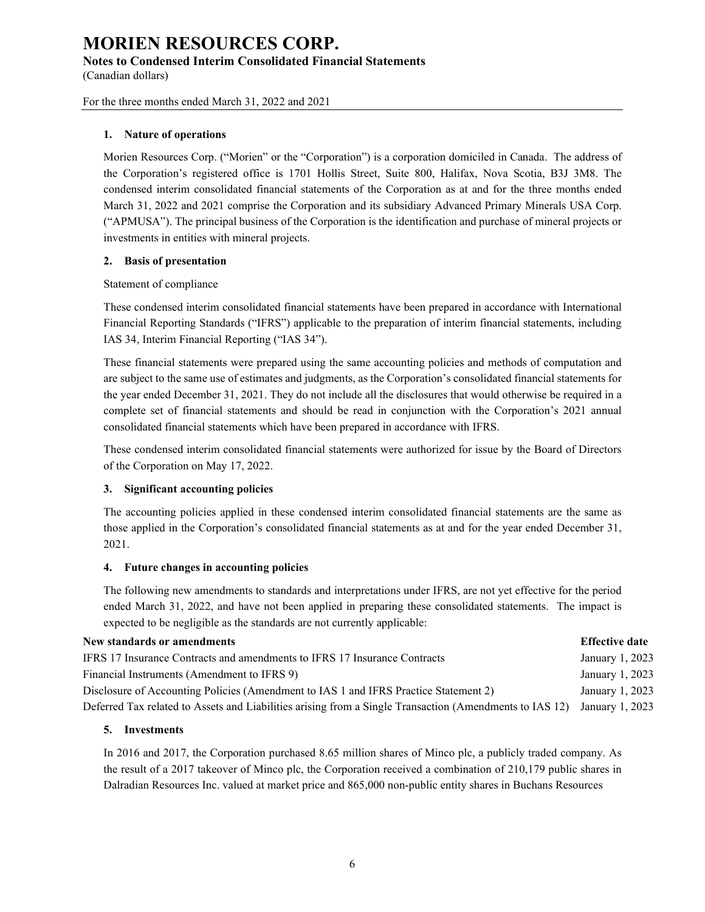## 1. Nature of operations

Morien Resources Corp. ("Morien" or the "Corporation") is a corporation domiciled in Canada. The address of the Corporation's registered office is 1701 Hollis Street, Suite 800, Halifax, Nova Scotia, B3J 3M8. The condensed interim consolidated financial statements of the Corporation as at and for the three months ended March 31, 2022 and 2021 comprise the Corporation and its subsidiary Advanced Primary Minerals USA Corp. ("APMUSA"). The principal business of the Corporation is the identification and purchase of mineral projects or investments in entities with mineral projects.

## 2. Basis of presentation

Statement of compliance

These condensed interim consolidated financial statements have been prepared in accordance with International Financial Reporting Standards ("IFRS") applicable to the preparation of interim financial statements, including IAS 34, Interim Financial Reporting ("IAS 34").

These financial statements were prepared using the same accounting policies and methods of computation and are subject to the same use of estimates and judgments, as the Corporation's consolidated financial statements for the year ended December 31, 2021. They do not include all the disclosures that would otherwise be required in a complete set of financial statements and should be read in conjunction with the Corporation's 2021 annual consolidated financial statements which have been prepared in accordance with IFRS.

These condensed interim consolidated financial statements were authorized for issue by the Board of Directors of the Corporation on May 17, 2022.

## 3. Significant accounting policies

The accounting policies applied in these condensed interim consolidated financial statements are the same as those applied in the Corporation's consolidated financial statements as at and for the year ended December 31, 2021.

## 4. Future changes in accounting policies

The following new amendments to standards and interpretations under IFRS, are not yet effective for the period ended March 31, 2022, and have not been applied in preparing these consolidated statements. The impact is expected to be negligible as the standards are not currently applicable:

| New standards or amendments | Effective date |
|---|---|
| IFRS 17 Insurance Contracts and amendments to IFRS 17 Insurance Contracts | January 1, 2023 |
| Financial Instruments (Amendment to IFRS 9) | January 1, 2023 |
| Disclosure of Accounting Policies (Amendment to IAS 1 and IFRS Practice Statement 2) | January 1, 2023 |
| Deferred Tax related to Assets and Liabilities arising from a Single Transaction (Amendments to IAS 12) | January 1, 2023 |

## 5. Investments

In 2016 and 2017, the Corporation purchased 8.65 million shares of Minco plc, a publicly traded company. As the result of a 2017 takeover of Minco plc, the Corporation received a combination of 210,179 public shares in Dalradian Resources Inc. valued at market price and 865,000 non-public entity shares in Buchans Resources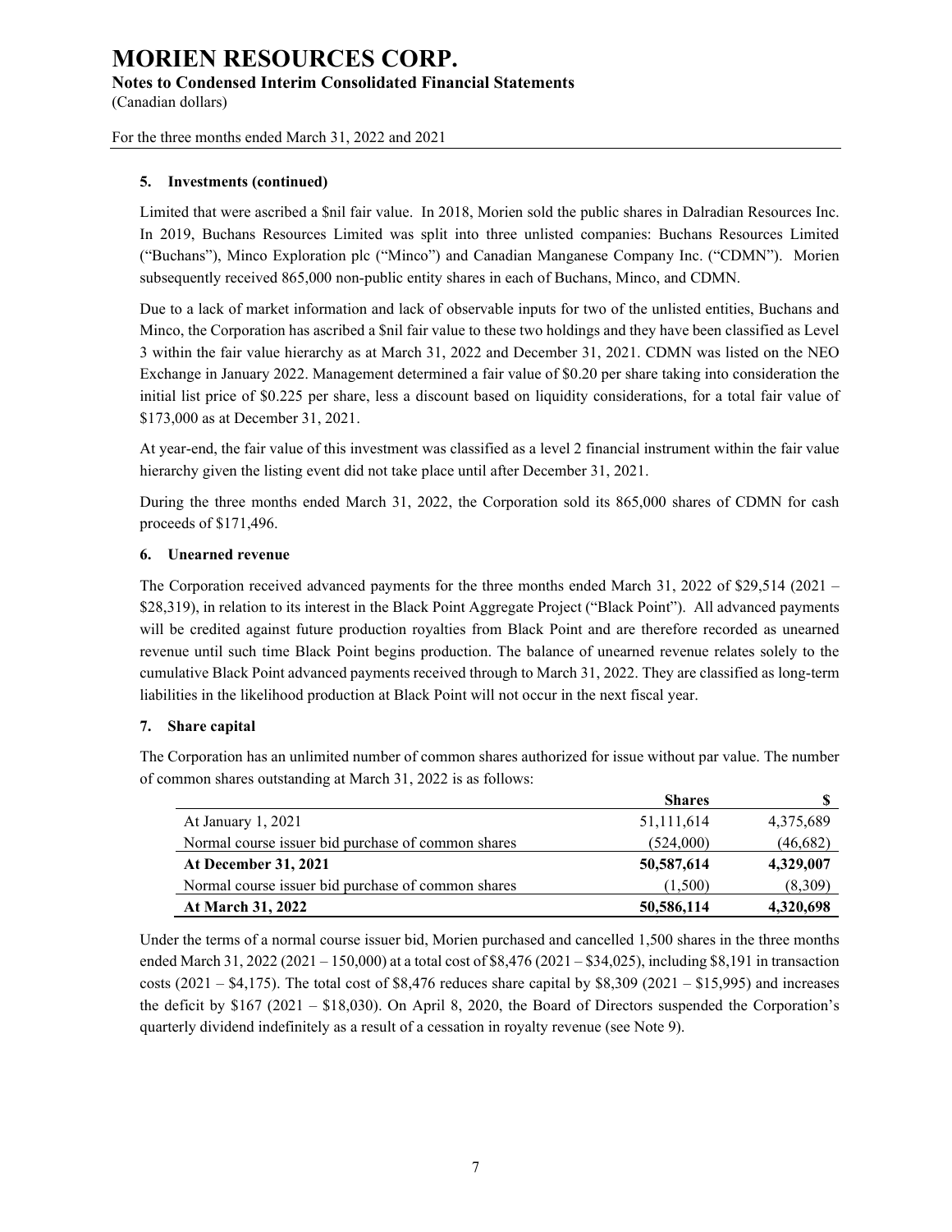#### 5. Investments (continued)

Limited that were ascribed a $nil fair value. In 2018, Morien sold the public shares in Dalradian Resources Inc. In 2019, Buchans Resources Limited was split into three unlisted companies: Buchans Resources Limited ("Buchans"), Minco Exploration plc ("Minco") and Canadian Manganese Company Inc. ("CDMN"). Morien subsequently received 865,000 non-public entity shares in each of Buchans, Minco, and CDMN.

Due to a lack of market information and lack of observable inputs for two of the unlisted entities, Buchans and Minco, the Corporation has ascribed a $nil fair value to these two holdings and they have been classified as Level 3 within the fair value hierarchy as at March 31, 2022 and December 31, 2021. CDMN was listed on the NEO Exchange in January 2022. Management determined a fair value of $0.20 per share taking into consideration the initial list price of $0.225 per share, less a discount based on liquidity considerations, for a total fair value of $173,000 as at December 31, 2021.

At year-end, the fair value of this investment was classified as a level 2 financial instrument within the fair value hierarchy given the listing event did not take place until after December 31, 2021.

During the three months ended March 31, 2022, the Corporation sold its 865,000 shares of CDMN for cash proceeds of $171,496.

#### 6. Unearned revenue

The Corporation received advanced payments for the three months ended March 31, 2022 of $29,514 (2021 – $28,319), in relation to its interest in the Black Point Aggregate Project ("Black Point"). All advanced payments will be credited against future production royalties from Black Point and are therefore recorded as unearned revenue until such time Black Point begins production. The balance of unearned revenue relates solely to the cumulative Black Point advanced payments received through to March 31, 2022. They are classified as long-term liabilities in the likelihood production at Black Point will not occur in the next fiscal year.

#### 7. Share capital

The Corporation has an unlimited number of common shares authorized for issue without par value. The number of common shares outstanding at March 31, 2022 is as follows:

| | Shares | $ |
|---|---|---|
| At January 1, 2021 | 51,111,614 | 4,375,689 |
| Normal course issuer bid purchase of common shares | (524,000) | (46,682) |
| **At December 31, 2021** | **50,587,614** | **4,329,007** |
| Normal course issuer bid purchase of common shares | (1,500) | (8,309) |
| **At March 31, 2022** | **50,586,114** | **4,320,698** |

Under the terms of a normal course issuer bid, Morien purchased and cancelled 1,500 shares in the three months ended March 31, 2022 (2021 – 150,000) at a total cost of $8,476 (2021 – $34,025), including $8,191 in transaction costs (2021 – $4,175). The total cost of $8,476 reduces share capital by $8,309 (2021 – $15,995) and increases the deficit by $167 (2021 – $18,030). On April 8, 2020, the Board of Directors suspended the Corporation's quarterly dividend indefinitely as a result of a cessation in royalty revenue (see Note 9).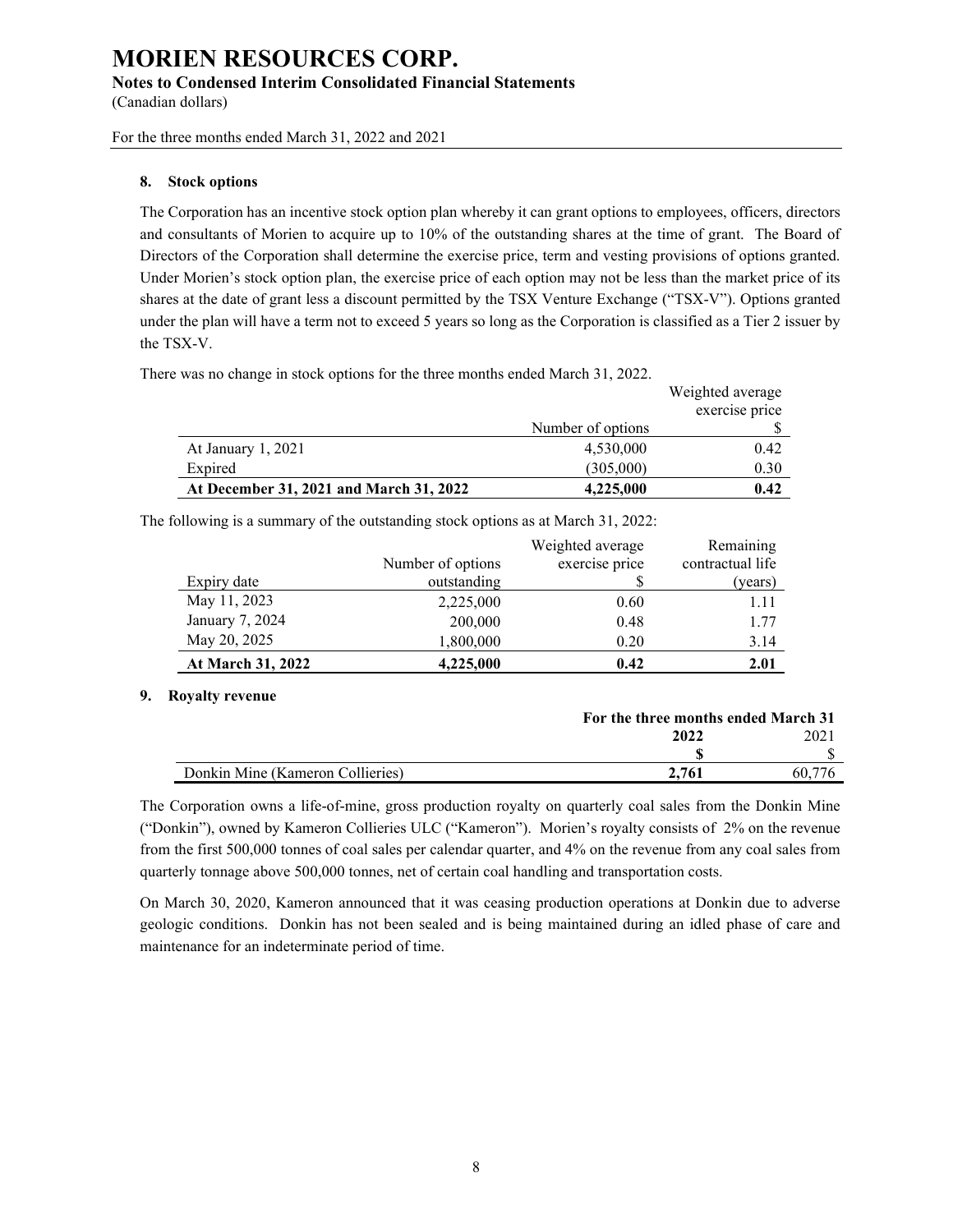# MORIEN RESOURCES CORP.

**Notes to Condensed Interim Consolidated Financial Statements**

(Canadian dollars)

For the three months ended March 31, 2022 and 2021

## 8. Stock options

The Corporation has an incentive stock option plan whereby it can grant options to employees, officers, directors and consultants of Morien to acquire up to 10% of the outstanding shares at the time of grant. The Board of Directors of the Corporation shall determine the exercise price, term and vesting provisions of options granted. Under Morien's stock option plan, the exercise price of each option may not be less than the market price of its shares at the date of grant less a discount permitted by the TSX Venture Exchange ("TSX-V"). Options granted under the plan will have a term not to exceed 5 years so long as the Corporation is classified as a Tier 2 issuer by the TSX-V.

There was no change in stock options for the three months ended March 31, 2022.

| | Number of options | Weighted average exercise price $ |
|---|---|---|
| At January 1, 2021 | 4,530,000 | 0.42 |
| Expired | (305,000) | 0.30 |
| **At December 31, 2021 and March 31, 2022** | **4,225,000** | **0.42** |

The following is a summary of the outstanding stock options as at March 31, 2022:

| Expiry date | Number of options outstanding | Weighted average exercise price $ | Remaining contractual life (years) |
|---|---|---|---|
| May 11, 2023 | 2,225,000 | 0.60 | 1.11 |
| January 7, 2024 | 200,000 | 0.48 | 1.77 |
| May 20, 2025 | 1,800,000 | 0.20 | 3.14 |
| **At March 31, 2022** | **4,225,000** | **0.42** | **2.01** |

## 9. Royalty revenue

| | **For the three months ended March 31** | |
|---|---|---|
| | **2022** | 2021 |
| | **$** | $ |
| Donkin Mine (Kameron Collieries) | **2,761** | 60,776 |

The Corporation owns a life-of-mine, gross production royalty on quarterly coal sales from the Donkin Mine ("Donkin"), owned by Kameron Collieries ULC ("Kameron"). Morien's royalty consists of 2% on the revenue from the first 500,000 tonnes of coal sales per calendar quarter, and 4% on the revenue from any coal sales from quarterly tonnage above 500,000 tonnes, net of certain coal handling and transportation costs.

On March 30, 2020, Kameron announced that it was ceasing production operations at Donkin due to adverse geologic conditions. Donkin has not been sealed and is being maintained during an idled phase of care and maintenance for an indeterminate period of time.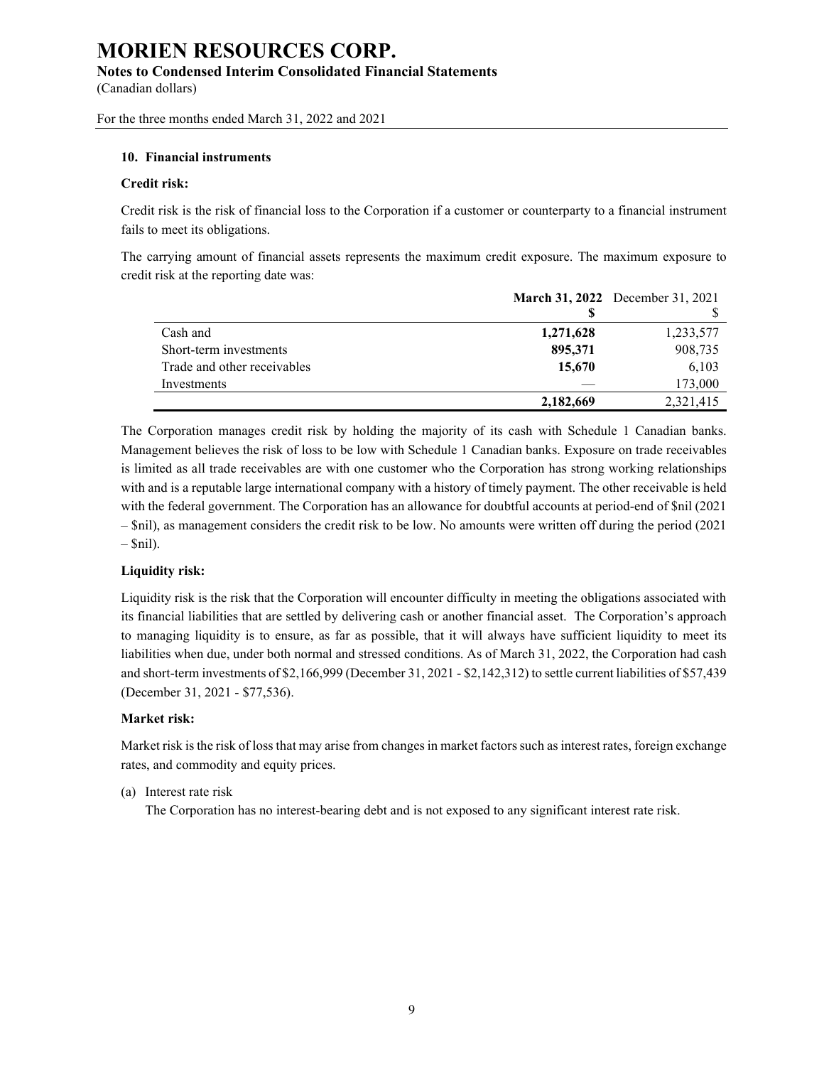# MORIEN RESOURCES CORP.

**Notes to Condensed Interim Consolidated Financial Statements**

(Canadian dollars)

For the three months ended March 31, 2022 and 2021

## 10. Financial instruments

**Credit risk:**

Credit risk is the risk of financial loss to the Corporation if a customer or counterparty to a financial instrument fails to meet its obligations.

The carrying amount of financial assets represents the maximum credit exposure. The maximum exposure to credit risk at the reporting date was:

| | **March 31, 2022** | December 31, 2021 |
|---|---|---|
| | **$** | $ |
| Cash and | **1,271,628** | 1,233,577 |
| Short-term investments | **895,371** | 908,735 |
| Trade and other receivables | **15,670** | 6,103 |
| Investments | **—** | 173,000 |
| | **2,182,669** | 2,321,415 |

The Corporation manages credit risk by holding the majority of its cash with Schedule 1 Canadian banks. Management believes the risk of loss to be low with Schedule 1 Canadian banks. Exposure on trade receivables is limited as all trade receivables are with one customer who the Corporation has strong working relationships with and is a reputable large international company with a history of timely payment. The other receivable is held with the federal government. The Corporation has an allowance for doubtful accounts at period-end of $nil (2021 – $nil), as management considers the credit risk to be low. No amounts were written off during the period (2021 – $nil).

**Liquidity risk:**

Liquidity risk is the risk that the Corporation will encounter difficulty in meeting the obligations associated with its financial liabilities that are settled by delivering cash or another financial asset. The Corporation's approach to managing liquidity is to ensure, as far as possible, that it will always have sufficient liquidity to meet its liabilities when due, under both normal and stressed conditions. As of March 31, 2022, the Corporation had cash and short-term investments of $2,166,999 (December 31, 2021 - $2,142,312) to settle current liabilities of $57,439 (December 31, 2021 - $77,536).

**Market risk:**

Market risk is the risk of loss that may arise from changes in market factors such as interest rates, foreign exchange rates, and commodity and equity prices.

(a) Interest rate risk

The Corporation has no interest-bearing debt and is not exposed to any significant interest rate risk.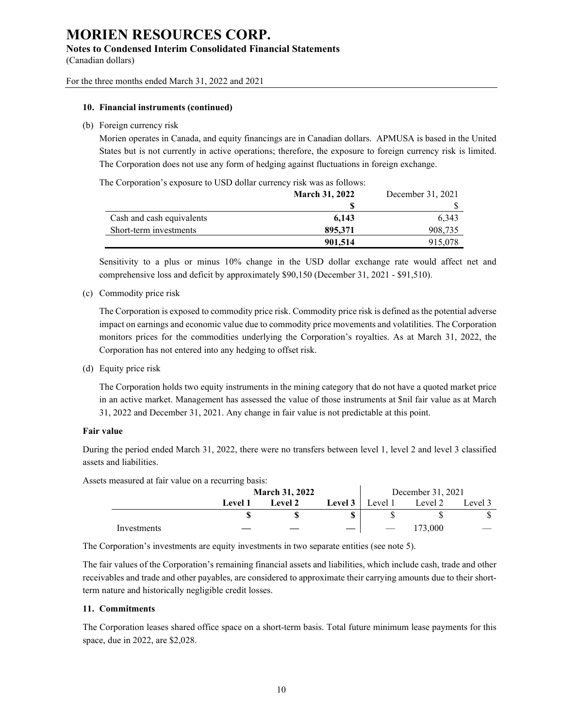### 10. Financial instruments (continued)

(b) Foreign currency risk

Morien operates in Canada, and equity financings are in Canadian dollars. APMUSA is based in the United States but is not currently in active operations; therefore, the exposure to foreign currency risk is limited. The Corporation does not use any form of hedging against fluctuations in foreign exchange.

The Corporation's exposure to USD dollar currency risk was as follows:

| | **March 31, 2022** | December 31, 2021 |
|---|---|---|
| | **$** | $ |
| Cash and cash equivalents | **6,143** | 6,343 |
| Short-term investments | **895,371** | 908,735 |
| | **901,514** | 915,078 |

Sensitivity to a plus or minus 10% change in the USD dollar exchange rate would affect net and comprehensive loss and deficit by approximately $90,150 (December 31, 2021 - $91,510).

(c) Commodity price risk

The Corporation is exposed to commodity price risk. Commodity price risk is defined as the potential adverse impact on earnings and economic value due to commodity price movements and volatilities. The Corporation monitors prices for the commodities underlying the Corporation's royalties. As at March 31, 2022, the Corporation has not entered into any hedging to offset risk.

(d) Equity price risk

The Corporation holds two equity instruments in the mining category that do not have a quoted market price in an active market. Management has assessed the value of those instruments at $nil fair value as at March 31, 2022 and December 31, 2021. Any change in fair value is not predictable at this point.

**Fair value**

During the period ended March 31, 2022, there were no transfers between level 1, level 2 and level 3 classified assets and liabilities.

Assets measured at fair value on a recurring basis:

| | **March 31, 2022** | | | December 31, 2021 | | |
|---|---|---|---|---|---|---|
| | **Level 1** | **Level 2** | **Level 3** | Level 1 | Level 2 | Level 3 |
| | **$** | **$** | **$** | $ | $ | $ |
| Investments | **—** | **—** | **—** | — | 173,000 | — |

The Corporation's investments are equity investments in two separate entities (see note 5).

The fair values of the Corporation's remaining financial assets and liabilities, which include cash, trade and other receivables and trade and other payables, are considered to approximate their carrying amounts due to their short-term nature and historically negligible credit losses.

### 11. Commitments

The Corporation leases shared office space on a short-term basis. Total future minimum lease payments for this space, due in 2022, are $2,028.